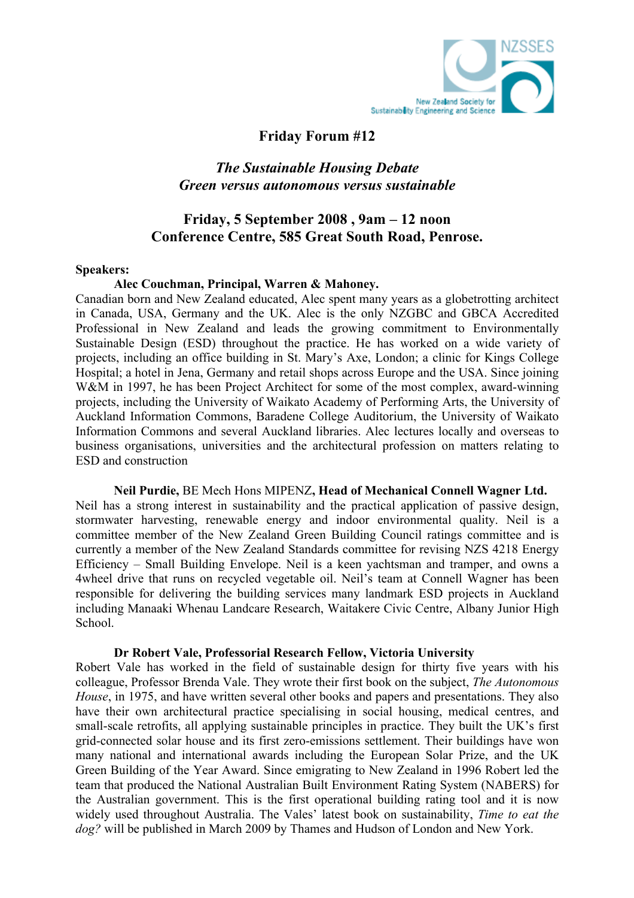NZSSES

New Zealand Society for Sustainability Engineering and Science

# Friday Forum #12

## *The Sustainable Housing Debate*
## *Green versus autonomous versus sustainable*

## Friday, 5 September 2008 , 9am – 12 noon
## Conference Centre, 585 Great South Road, Penrose.

**Speakers:**

**Alec Couchman, Principal, Warren & Mahoney.**

Canadian born and New Zealand educated, Alec spent many years as a globetrotting architect in Canada, USA, Germany and the UK. Alec is the only NZGBC and GBCA Accredited Professional in New Zealand and leads the growing commitment to Environmentally Sustainable Design (ESD) throughout the practice. He has worked on a wide variety of projects, including an office building in St. Mary's Axe, London; a clinic for Kings College Hospital; a hotel in Jena, Germany and retail shops across Europe and the USA. Since joining W&M in 1997, he has been Project Architect for some of the most complex, award-winning projects, including the University of Waikato Academy of Performing Arts, the University of Auckland Information Commons, Baradene College Auditorium, the University of Waikato Information Commons and several Auckland libraries. Alec lectures locally and overseas to business organisations, universities and the architectural profession on matters relating to ESD and construction

**Neil Purdie,** BE Mech Hons MIPENZ**, Head of Mechanical Connell Wagner Ltd.**

Neil has a strong interest in sustainability and the practical application of passive design, stormwater harvesting, renewable energy and indoor environmental quality. Neil is a committee member of the New Zealand Green Building Council ratings committee and is currently a member of the New Zealand Standards committee for revising NZS 4218 Energy Efficiency – Small Building Envelope. Neil is a keen yachtsman and tramper, and owns a 4wheel drive that runs on recycled vegetable oil. Neil's team at Connell Wagner has been responsible for delivering the building services many landmark ESD projects in Auckland including Manaaki Whenau Landcare Research, Waitakere Civic Centre, Albany Junior High School.

**Dr Robert Vale, Professorial Research Fellow, Victoria University**

Robert Vale has worked in the field of sustainable design for thirty five years with his colleague, Professor Brenda Vale. They wrote their first book on the subject, *The Autonomous House*, in 1975, and have written several other books and papers and presentations. They also have their own architectural practice specialising in social housing, medical centres, and small-scale retrofits, all applying sustainable principles in practice. They built the UK's first grid-connected solar house and its first zero-emissions settlement. Their buildings have won many national and international awards including the European Solar Prize, and the UK Green Building of the Year Award. Since emigrating to New Zealand in 1996 Robert led the team that produced the National Australian Built Environment Rating System (NABERS) for the Australian government. This is the first operational building rating tool and it is now widely used throughout Australia. The Vales' latest book on sustainability, *Time to eat the dog?* will be published in March 2009 by Thames and Hudson of London and New York.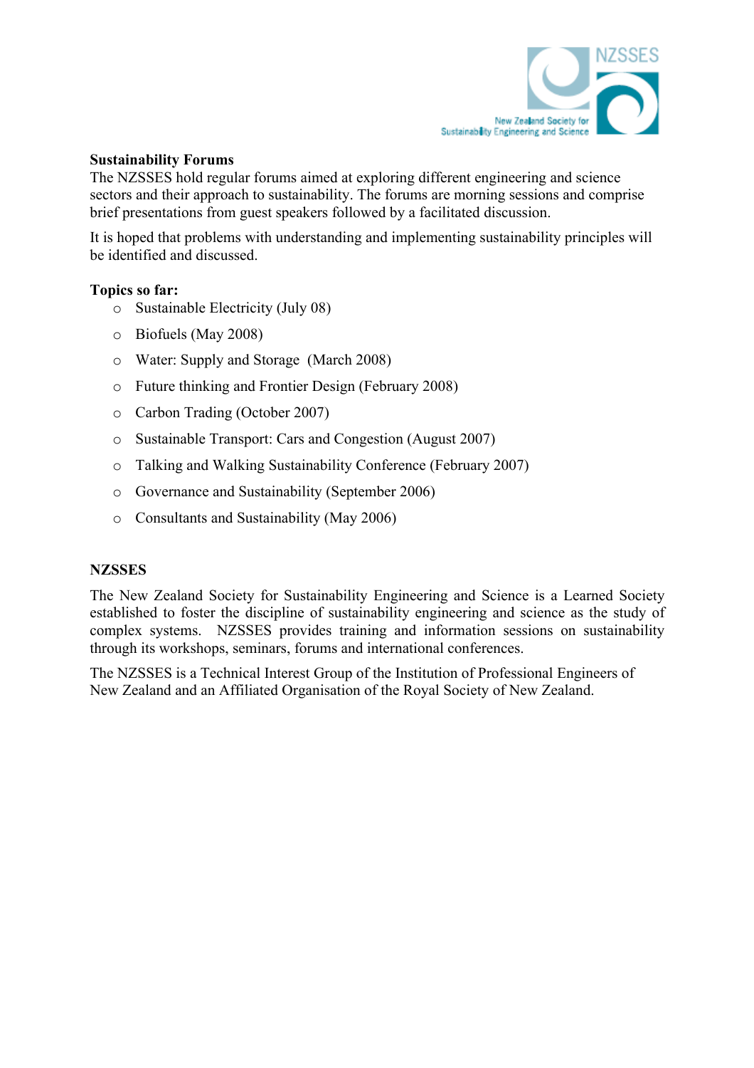## Sustainability Forums

The NZSSES hold regular forums aimed at exploring different engineering and science sectors and their approach to sustainability. The forums are morning sessions and comprise brief presentations from guest speakers followed by a facilitated discussion.

It is hoped that problems with understanding and implementing sustainability principles will be identified and discussed.

**Topics so far:**

- Sustainable Electricity (July 08)
- Biofuels (May 2008)
- Water: Supply and Storage (March 2008)
- Future thinking and Frontier Design (February 2008)
- Carbon Trading (October 2007)
- Sustainable Transport: Cars and Congestion (August 2007)
- Talking and Walking Sustainability Conference (February 2007)
- Governance and Sustainability (September 2006)
- Consultants and Sustainability (May 2006)

## NZSSES

The New Zealand Society for Sustainability Engineering and Science is a Learned Society established to foster the discipline of sustainability engineering and science as the study of complex systems. NZSSES provides training and information sessions on sustainability through its workshops, seminars, forums and international conferences.

The NZSSES is a Technical Interest Group of the Institution of Professional Engineers of New Zealand and an Affiliated Organisation of the Royal Society of New Zealand.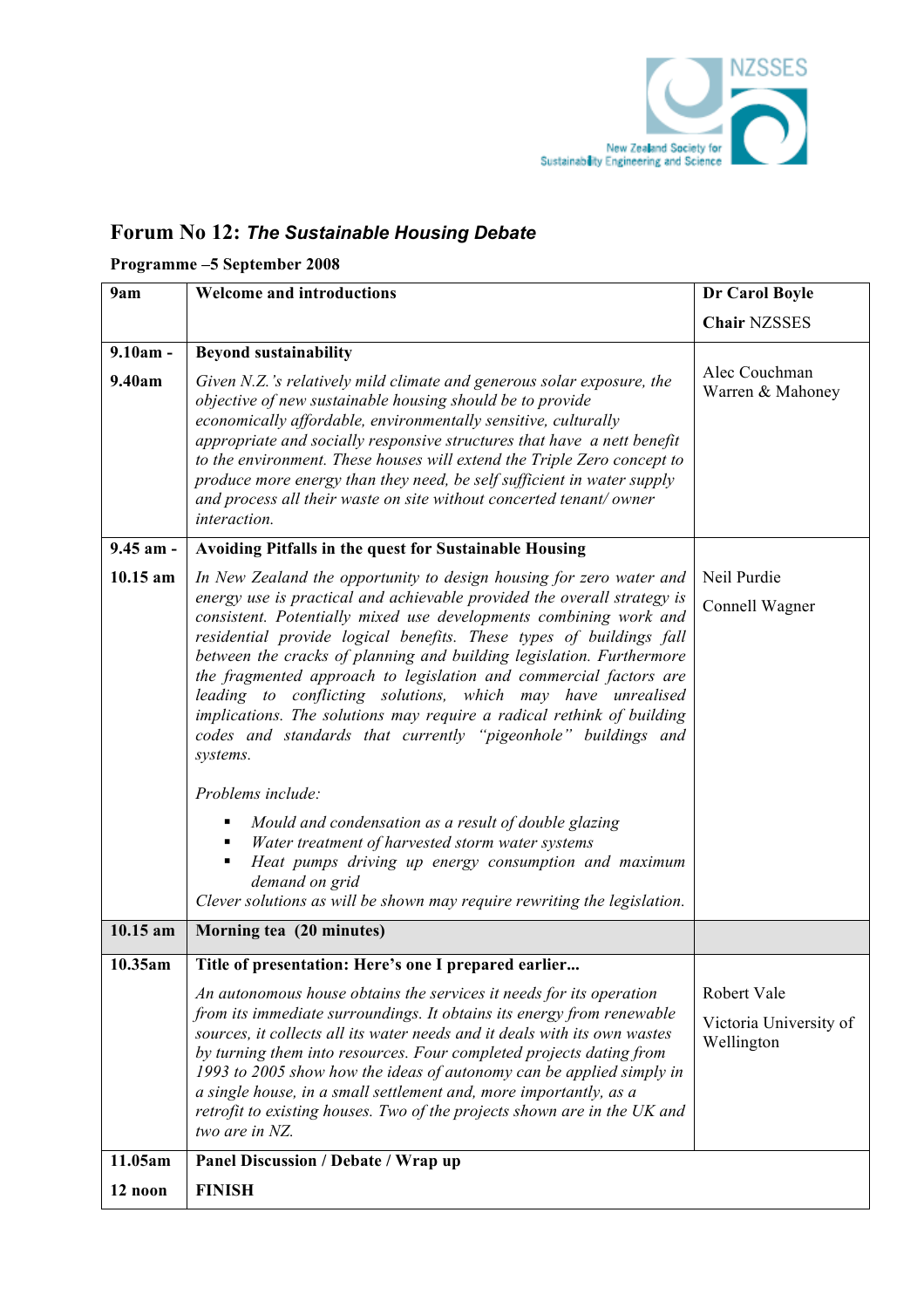NZSSES

New Zealand Society for Sustainability Engineering and Science

# Forum No 12: *The Sustainable Housing Debate*

**Programme –5 September 2008**

| | | |
|---|---|---|
| **9am** | **Welcome and introductions** | **Dr Carol Boyle**<br>**Chair** NZSSES |
| **9.10am - 9.40am** | **Beyond sustainability**<br>*Given N.Z.'s relatively mild climate and generous solar exposure, the objective of new sustainable housing should be to provide economically affordable, environmentally sensitive, culturally appropriate and socially responsive structures that have a nett benefit to the environment. These houses will extend the Triple Zero concept to produce more energy than they need, be self sufficient in water supply and process all their waste on site without concerted tenant/ owner interaction.* | Alec Couchman<br>Warren & Mahoney |
| **9.45 am - 10.15 am** | **Avoiding Pitfalls in the quest for Sustainable Housing**<br>*In New Zealand the opportunity to design housing for zero water and energy use is practical and achievable provided the overall strategy is consistent. Potentially mixed use developments combining work and residential provide logical benefits. These types of buildings fall between the cracks of planning and building legislation. Furthermore the fragmented approach to legislation and commercial factors are leading to conflicting solutions, which may have unrealised implications. The solutions may require a radical rethink of building codes and standards that currently "pigeonhole" buildings and systems.*<br>*Problems include:*<br>▪ *Mould and condensation as a result of double glazing*<br>▪ *Water treatment of harvested storm water systems*<br>▪ *Heat pumps driving up energy consumption and maximum demand on grid*<br>*Clever solutions as will be shown may require rewriting the legislation.* | Neil Purdie<br>Connell Wagner |
| **10.15 am** | **Morning tea (20 minutes)** | |
| **10.35am** | **Title of presentation: Here's one I prepared earlier...**<br>*An autonomous house obtains the services it needs for its operation from its immediate surroundings. It obtains its energy from renewable sources, it collects all its water needs and it deals with its own wastes by turning them into resources. Four completed projects dating from 1993 to 2005 show how the ideas of autonomy can be applied simply in a single house, in a small settlement and, more importantly, as a retrofit to existing houses. Two of the projects shown are in the UK and two are in NZ.* | Robert Vale<br>Victoria University of Wellington |
| **11.05am** | **Panel Discussion / Debate / Wrap up** | |
| **12 noon** | **FINISH** | |